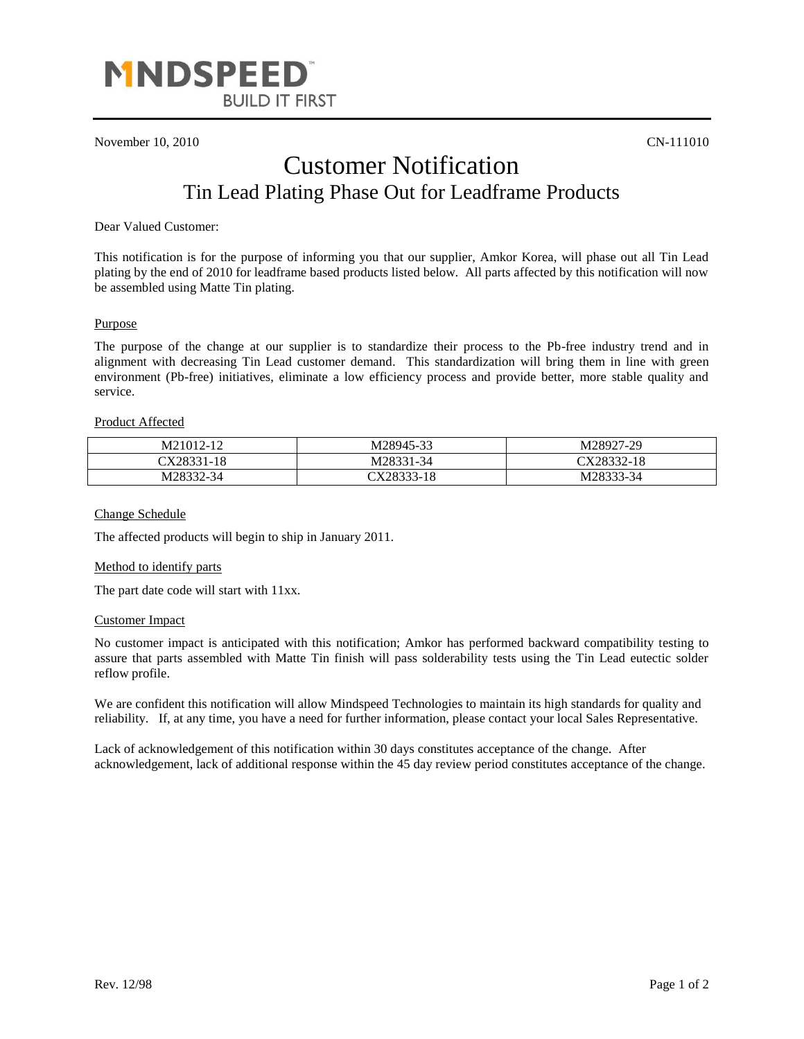MINDSPEED™ BUILD IT FIRST

November 10, 2010 CN-111010

# Customer Notification

## Tin Lead Plating Phase Out for Leadframe Products

Dear Valued Customer:

This notification is for the purpose of informing you that our supplier, Amkor Korea, will phase out all Tin Lead plating by the end of 2010 for leadframe based products listed below. All parts affected by this notification will now be assembled using Matte Tin plating.

### Purpose

The purpose of the change at our supplier is to standardize their process to the Pb-free industry trend and in alignment with decreasing Tin Lead customer demand. This standardization will bring them in line with green environment (Pb-free) initiatives, eliminate a low efficiency process and provide better, more stable quality and service.

### Product Affected

| | | |
|---|---|---|
| M21012-12 | M28945-33 | M28927-29 |
| CX28331-18 | M28331-34 | CX28332-18 |
| M28332-34 | CX28333-18 | M28333-34 |

### Change Schedule

The affected products will begin to ship in January 2011.

### Method to identify parts

The part date code will start with 11xx.

### Customer Impact

No customer impact is anticipated with this notification; Amkor has performed backward compatibility testing to assure that parts assembled with Matte Tin finish will pass solderability tests using the Tin Lead eutectic solder reflow profile.

We are confident this notification will allow Mindspeed Technologies to maintain its high standards for quality and reliability. If, at any time, you have a need for further information, please contact your local Sales Representative.

Lack of acknowledgement of this notification within 30 days constitutes acceptance of the change. After acknowledgement, lack of additional response within the 45 day review period constitutes acceptance of the change.

Rev. 12/98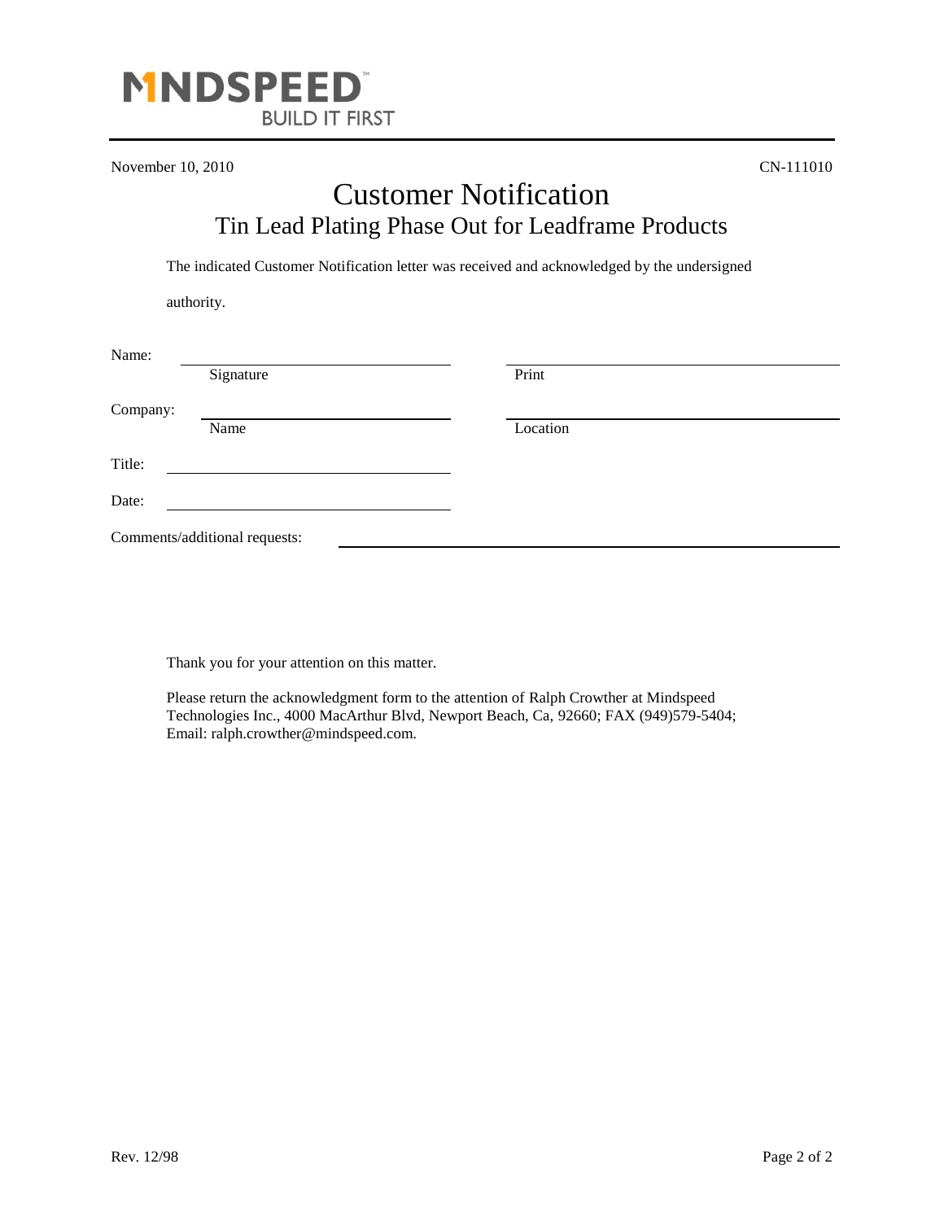MINDSPEED BUILD IT FIRST

November 10, 2010 CN-111010

# Customer Notification

## Tin Lead Plating Phase Out for Leadframe Products

The indicated Customer Notification letter was received and acknowledged by the undersigned authority.

Name: \_\_\_\_\_\_\_\_\_\_\_\_\_\_\_\_\_\_\_\_\_\_\_\_\_\_\_\_ \_\_\_\_\_\_\_\_\_\_\_\_\_\_\_\_\_\_\_\_\_\_\_\_\_\_\_\_

Signature Print

Company: \_\_\_\_\_\_\_\_\_\_\_\_\_\_\_\_\_\_\_\_\_\_\_\_\_\_\_\_ \_\_\_\_\_\_\_\_\_\_\_\_\_\_\_\_\_\_\_\_\_\_\_\_\_\_\_\_

Name Location

Title: \_\_\_\_\_\_\_\_\_\_\_\_\_\_\_\_\_\_\_\_\_\_\_\_\_\_\_\_

Date: \_\_\_\_\_\_\_\_\_\_\_\_\_\_\_\_\_\_\_\_\_\_\_\_\_\_\_\_

Comments/additional requests: \_\_\_\_\_\_\_\_\_\_\_\_\_\_\_\_\_\_\_\_\_\_\_\_\_\_\_\_

Thank you for your attention on this matter.

Please return the acknowledgment form to the attention of Ralph Crowther at Mindspeed Technologies Inc., 4000 MacArthur Blvd, Newport Beach, Ca, 92660; FAX (949)579-5404; Email: ralph.crowther@mindspeed.com.

Rev. 12/98